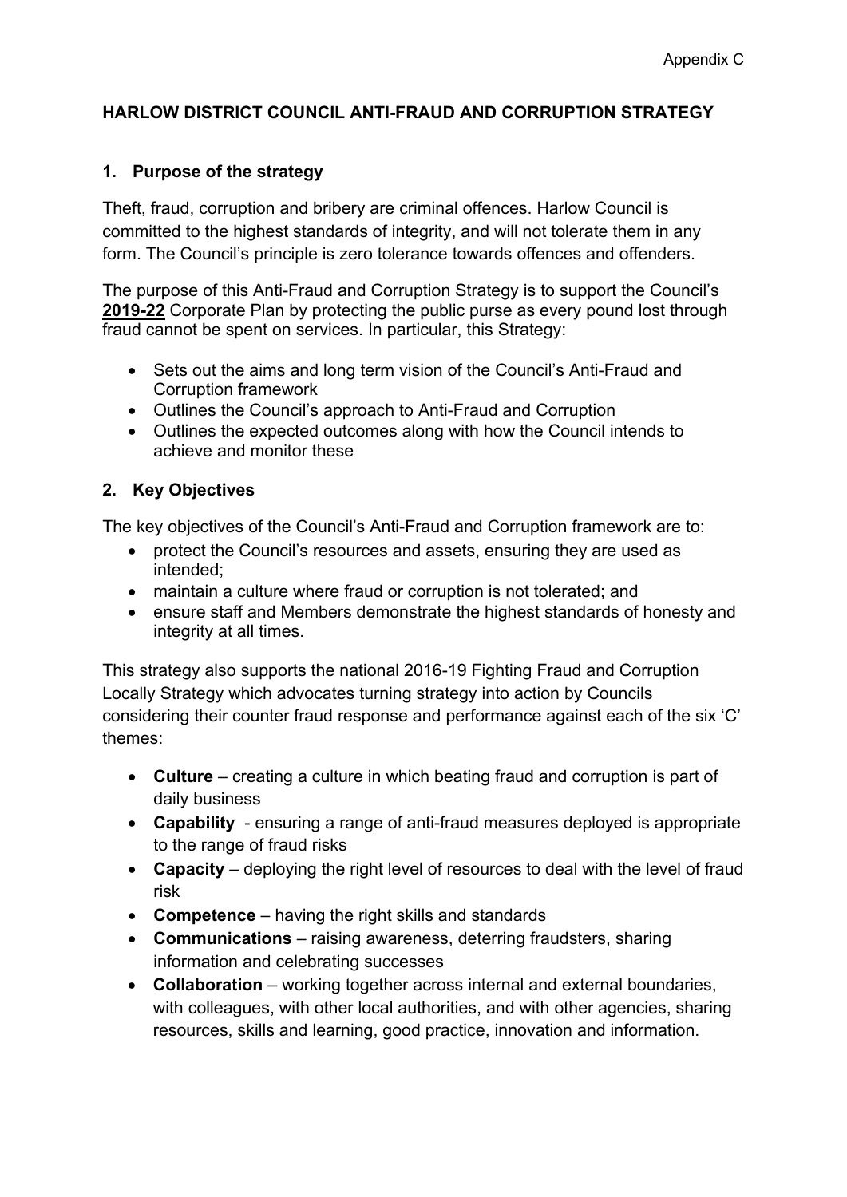Appendix C

# HARLOW DISTRICT COUNCIL ANTI-FRAUD AND CORRUPTION STRATEGY

## 1. Purpose of the strategy

Theft, fraud, corruption and bribery are criminal offences. Harlow Council is committed to the highest standards of integrity, and will not tolerate them in any form. The Council's principle is zero tolerance towards offences and offenders.

The purpose of this Anti-Fraud and Corruption Strategy is to support the Council's **2019-22** Corporate Plan by protecting the public purse as every pound lost through fraud cannot be spent on services. In particular, this Strategy:

- Sets out the aims and long term vision of the Council's Anti-Fraud and Corruption framework
- Outlines the Council's approach to Anti-Fraud and Corruption
- Outlines the expected outcomes along with how the Council intends to achieve and monitor these

## 2. Key Objectives

The key objectives of the Council's Anti-Fraud and Corruption framework are to:

- protect the Council's resources and assets, ensuring they are used as intended;
- maintain a culture where fraud or corruption is not tolerated; and
- ensure staff and Members demonstrate the highest standards of honesty and integrity at all times.

This strategy also supports the national 2016-19 Fighting Fraud and Corruption Locally Strategy which advocates turning strategy into action by Councils considering their counter fraud response and performance against each of the six 'C' themes:

- **Culture** – creating a culture in which beating fraud and corruption is part of daily business
- **Capability** - ensuring a range of anti-fraud measures deployed is appropriate to the range of fraud risks
- **Capacity** – deploying the right level of resources to deal with the level of fraud risk
- **Competence** – having the right skills and standards
- **Communications** – raising awareness, deterring fraudsters, sharing information and celebrating successes
- **Collaboration** – working together across internal and external boundaries, with colleagues, with other local authorities, and with other agencies, sharing resources, skills and learning, good practice, innovation and information.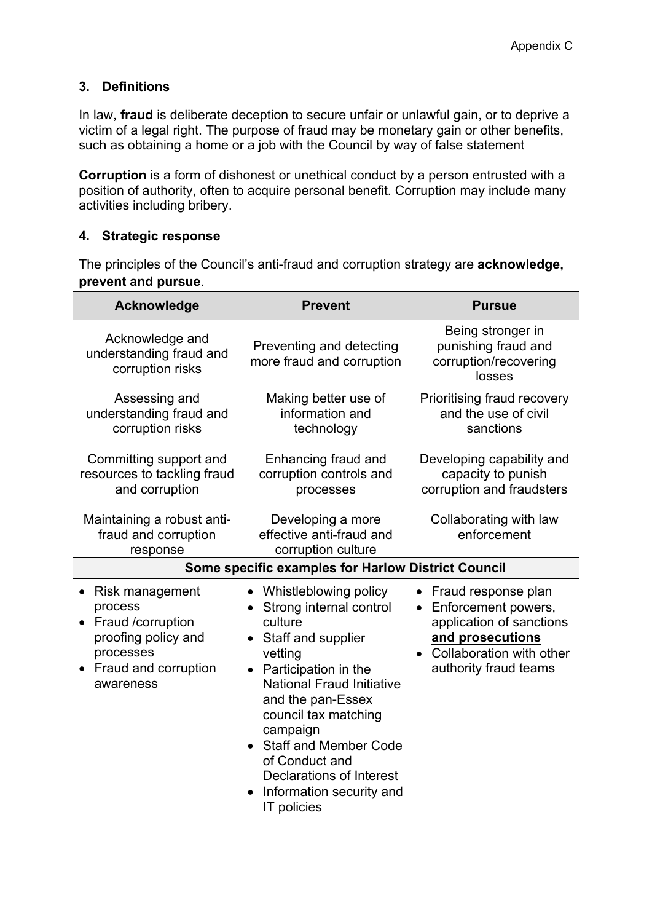### 3. Definitions

In law, **fraud** is deliberate deception to secure unfair or unlawful gain, or to deprive a victim of a legal right. The purpose of fraud may be monetary gain or other benefits, such as obtaining a home or a job with the Council by way of false statement

**Corruption** is a form of dishonest or unethical conduct by a person entrusted with a position of authority, often to acquire personal benefit. Corruption may include many activities including bribery.

### 4. Strategic response

The principles of the Council's anti-fraud and corruption strategy are **acknowledge, prevent and pursue**.

| Acknowledge | Prevent | Pursue |
|---|---|---|
| Acknowledge and understanding fraud and corruption risks | Preventing and detecting more fraud and corruption | Being stronger in punishing fraud and corruption/recovering losses |
| Assessing and understanding fraud and corruption risks<br><br>Committing support and resources to tackling fraud and corruption<br><br>Maintaining a robust anti-fraud and corruption response | Making better use of information and technology<br><br>Enhancing fraud and corruption controls and processes<br><br>Developing a more effective anti-fraud and corruption culture | Prioritising fraud recovery and the use of civil sanctions<br><br>Developing capability and capacity to punish corruption and fraudsters<br><br>Collaborating with law enforcement |
| **Some specific examples for Harlow District Council** | | |
| • Risk management process<br>• Fraud /corruption proofing policy and processes<br>• Fraud and corruption awareness | • Whistleblowing policy<br>• Strong internal control culture<br>• Staff and supplier vetting<br>• Participation in the National Fraud Initiative and the pan-Essex council tax matching campaign<br>• Staff and Member Code of Conduct and Declarations of Interest<br>• Information security and IT policies | • Fraud response plan<br>• Enforcement powers, application of sanctions **and prosecutions**<br>• Collaboration with other authority fraud teams |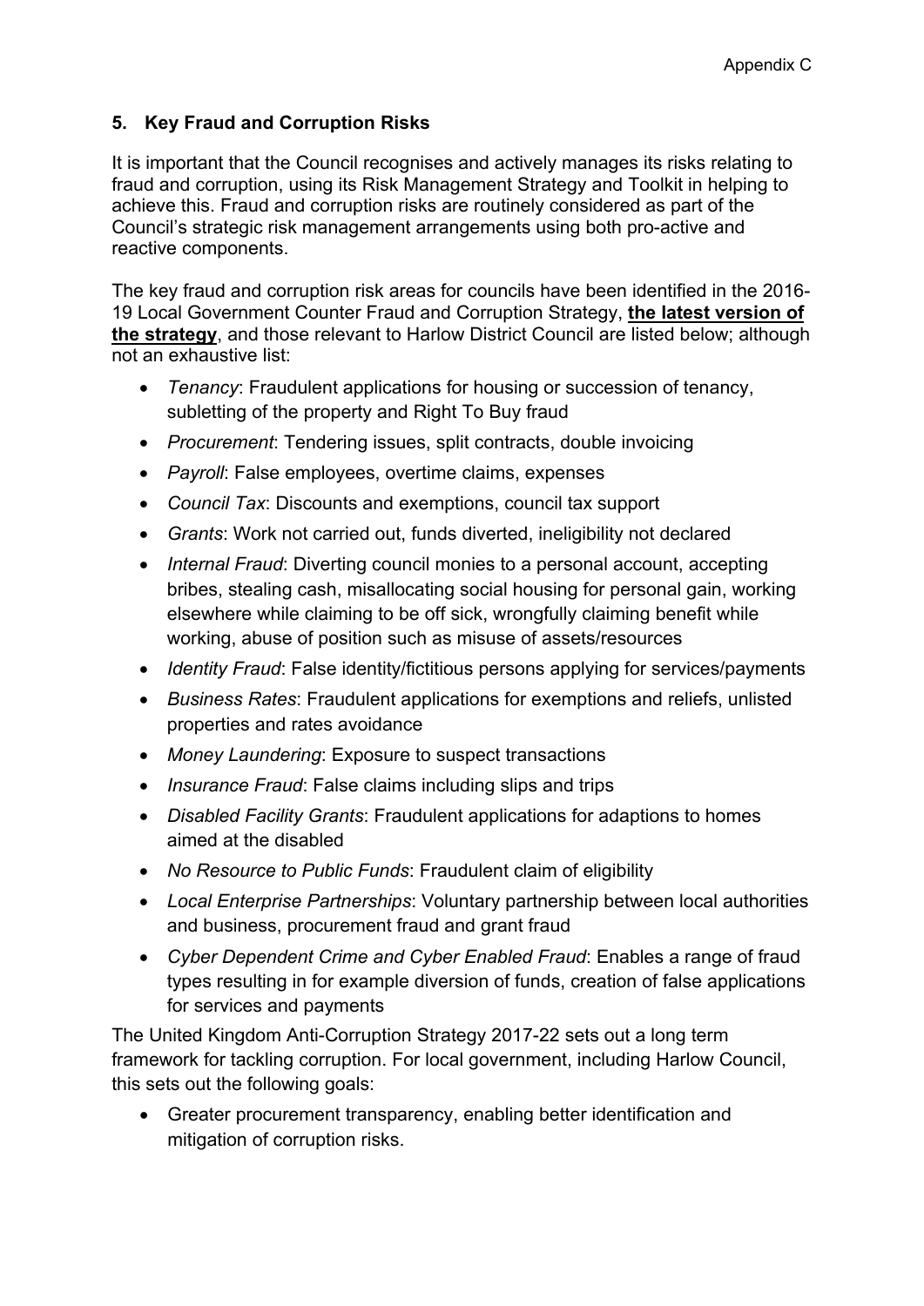### 5. Key Fraud and Corruption Risks

It is important that the Council recognises and actively manages its risks relating to fraud and corruption, using its Risk Management Strategy and Toolkit in helping to achieve this. Fraud and corruption risks are routinely considered as part of the Council's strategic risk management arrangements using both pro-active and reactive components.

The key fraud and corruption risk areas for councils have been identified in the 2016-19 Local Government Counter Fraud and Corruption Strategy, **the latest version of the strategy**, and those relevant to Harlow District Council are listed below; although not an exhaustive list:

- *Tenancy*: Fraudulent applications for housing or succession of tenancy, subletting of the property and Right To Buy fraud
- *Procurement*: Tendering issues, split contracts, double invoicing
- *Payroll*: False employees, overtime claims, expenses
- *Council Tax*: Discounts and exemptions, council tax support
- *Grants*: Work not carried out, funds diverted, ineligibility not declared
- *Internal Fraud*: Diverting council monies to a personal account, accepting bribes, stealing cash, misallocating social housing for personal gain, working elsewhere while claiming to be off sick, wrongfully claiming benefit while working, abuse of position such as misuse of assets/resources
- *Identity Fraud*: False identity/fictitious persons applying for services/payments
- *Business Rates*: Fraudulent applications for exemptions and reliefs, unlisted properties and rates avoidance
- *Money Laundering*: Exposure to suspect transactions
- *Insurance Fraud*: False claims including slips and trips
- *Disabled Facility Grants*: Fraudulent applications for adaptions to homes aimed at the disabled
- *No Resource to Public Funds*: Fraudulent claim of eligibility
- *Local Enterprise Partnerships*: Voluntary partnership between local authorities and business, procurement fraud and grant fraud
- *Cyber Dependent Crime and Cyber Enabled Fraud*: Enables a range of fraud types resulting in for example diversion of funds, creation of false applications for services and payments

The United Kingdom Anti-Corruption Strategy 2017-22 sets out a long term framework for tackling corruption. For local government, including Harlow Council, this sets out the following goals:

- Greater procurement transparency, enabling better identification and mitigation of corruption risks.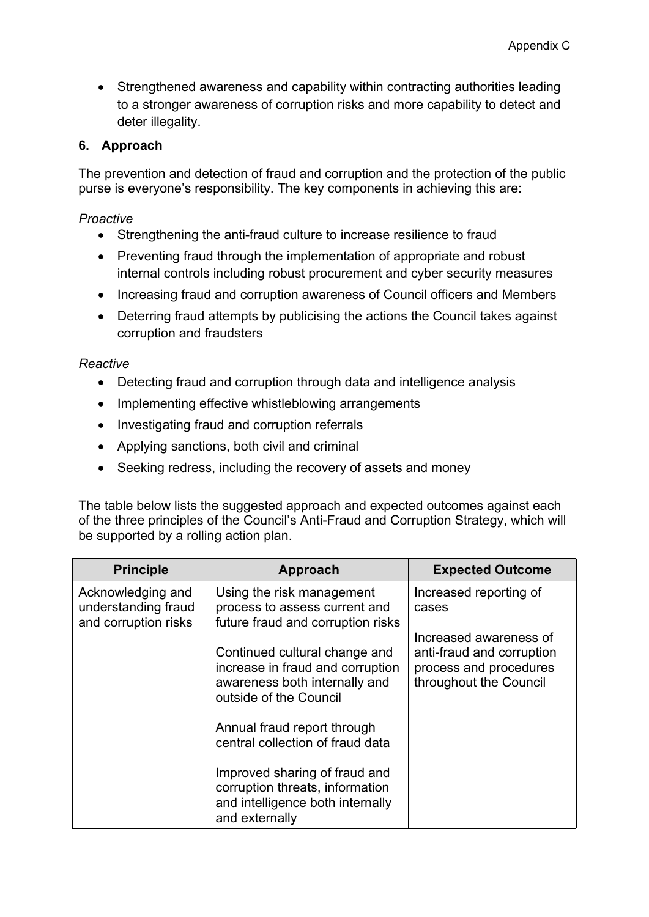- Strengthened awareness and capability within contracting authorities leading to a stronger awareness of corruption risks and more capability to detect and deter illegality.

## 6. Approach

The prevention and detection of fraud and corruption and the protection of the public purse is everyone's responsibility. The key components in achieving this are:

*Proactive*

- Strengthening the anti-fraud culture to increase resilience to fraud
- Preventing fraud through the implementation of appropriate and robust internal controls including robust procurement and cyber security measures
- Increasing fraud and corruption awareness of Council officers and Members
- Deterring fraud attempts by publicising the actions the Council takes against corruption and fraudsters

*Reactive*

- Detecting fraud and corruption through data and intelligence analysis
- Implementing effective whistleblowing arrangements
- Investigating fraud and corruption referrals
- Applying sanctions, both civil and criminal
- Seeking redress, including the recovery of assets and money

The table below lists the suggested approach and expected outcomes against each of the three principles of the Council's Anti-Fraud and Corruption Strategy, which will be supported by a rolling action plan.

| Principle | Approach | Expected Outcome |
|---|---|---|
| Acknowledging and understanding fraud and corruption risks | Using the risk management process to assess current and future fraud and corruption risks<br><br>Continued cultural change and increase in fraud and corruption awareness both internally and outside of the Council<br><br>Annual fraud report through central collection of fraud data<br><br>Improved sharing of fraud and corruption threats, information and intelligence both internally and externally | Increased reporting of cases<br><br>Increased awareness of anti-fraud and corruption process and procedures throughout the Council |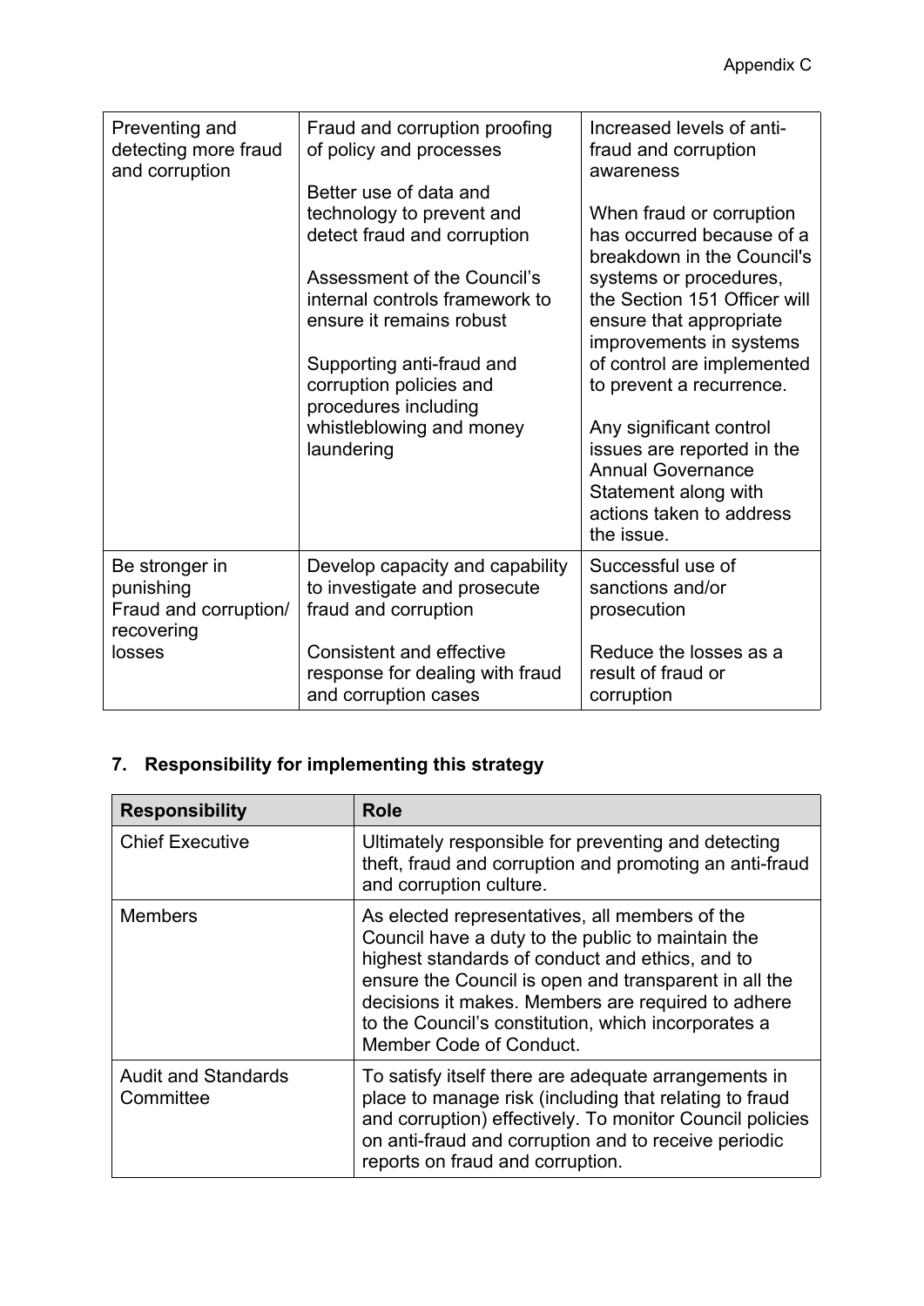| | | |
|---|---|---|
| Preventing and detecting more fraud and corruption | Fraud and corruption proofing of policy and processes<br><br>Better use of data and technology to prevent and detect fraud and corruption<br><br>Assessment of the Council's internal controls framework to ensure it remains robust<br><br>Supporting anti-fraud and corruption policies and procedures including whistleblowing and money laundering | Increased levels of anti-fraud and corruption awareness<br><br>When fraud or corruption has occurred because of a breakdown in the Council's systems or procedures, the Section 151 Officer will ensure that appropriate improvements in systems of control are implemented to prevent a recurrence.<br><br>Any significant control issues are reported in the Annual Governance Statement along with actions taken to address the issue. |
| Be stronger in punishing Fraud and corruption/ recovering losses | Develop capacity and capability to investigate and prosecute fraud and corruption<br><br>Consistent and effective response for dealing with fraud and corruption cases | Successful use of sanctions and/or prosecution<br><br>Reduce the losses as a result of fraud or corruption |

## 7. Responsibility for implementing this strategy

| Responsibility | Role |
|---|---|
| Chief Executive | Ultimately responsible for preventing and detecting theft, fraud and corruption and promoting an anti-fraud and corruption culture. |
| Members | As elected representatives, all members of the Council have a duty to the public to maintain the highest standards of conduct and ethics, and to ensure the Council is open and transparent in all the decisions it makes. Members are required to adhere to the Council's constitution, which incorporates a Member Code of Conduct. |
| Audit and Standards Committee | To satisfy itself there are adequate arrangements in place to manage risk (including that relating to fraud and corruption) effectively. To monitor Council policies on anti-fraud and corruption and to receive periodic reports on fraud and corruption. |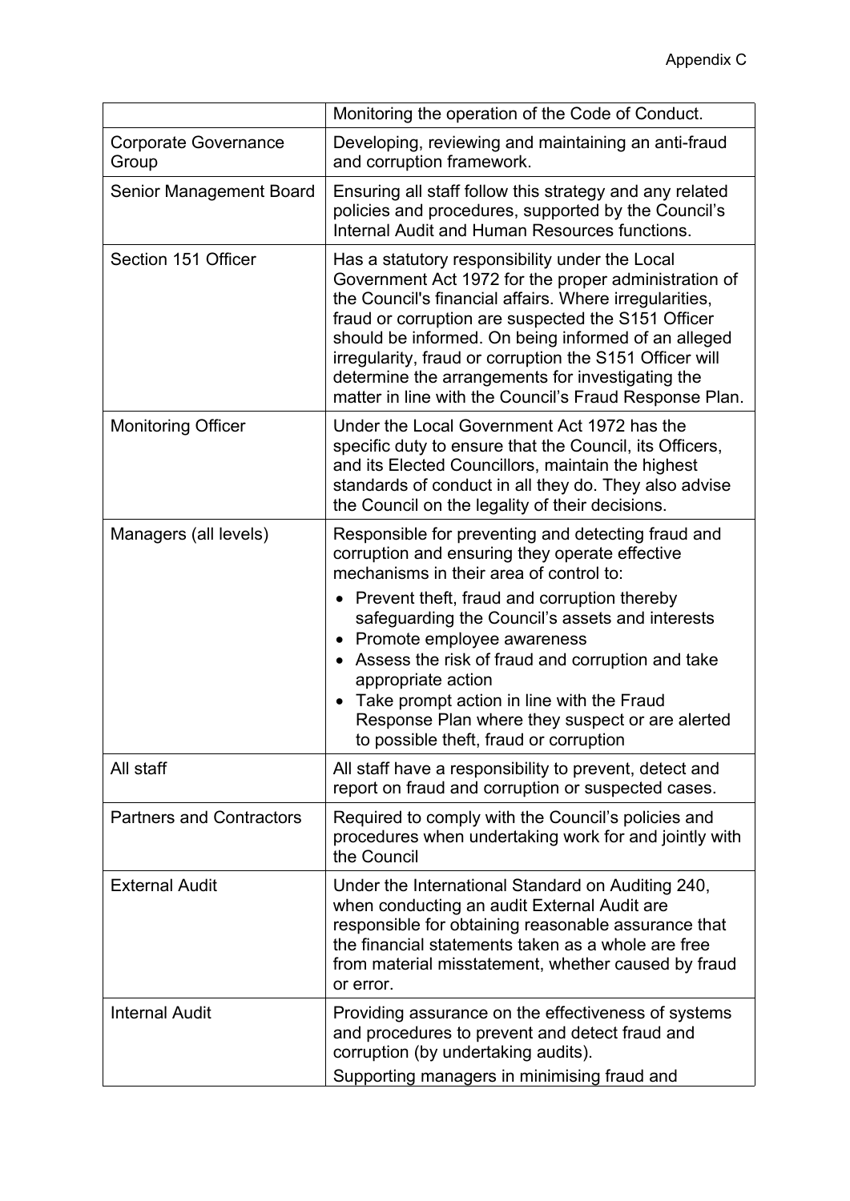| | |
|---|---|
| | Monitoring the operation of the Code of Conduct. |
| Corporate Governance Group | Developing, reviewing and maintaining an anti-fraud and corruption framework. |
| Senior Management Board | Ensuring all staff follow this strategy and any related policies and procedures, supported by the Council's Internal Audit and Human Resources functions. |
| Section 151 Officer | Has a statutory responsibility under the Local Government Act 1972 for the proper administration of the Council's financial affairs. Where irregularities, fraud or corruption are suspected the S151 Officer should be informed. On being informed of an alleged irregularity, fraud or corruption the S151 Officer will determine the arrangements for investigating the matter in line with the Council's Fraud Response Plan. |
| Monitoring Officer | Under the Local Government Act 1972 has the specific duty to ensure that the Council, its Officers, and its Elected Councillors, maintain the highest standards of conduct in all they do. They also advise the Council on the legality of their decisions. |
| Managers (all levels) | Responsible for preventing and detecting fraud and corruption and ensuring they operate effective mechanisms in their area of control to:<br>• Prevent theft, fraud and corruption thereby safeguarding the Council's assets and interests<br>• Promote employee awareness<br>• Assess the risk of fraud and corruption and take appropriate action<br>• Take prompt action in line with the Fraud Response Plan where they suspect or are alerted to possible theft, fraud or corruption |
| All staff | All staff have a responsibility to prevent, detect and report on fraud and corruption or suspected cases. |
| Partners and Contractors | Required to comply with the Council's policies and procedures when undertaking work for and jointly with the Council |
| External Audit | Under the International Standard on Auditing 240, when conducting an audit External Audit are responsible for obtaining reasonable assurance that the financial statements taken as a whole are free from material misstatement, whether caused by fraud or error. |
| Internal Audit | Providing assurance on the effectiveness of systems and procedures to prevent and detect fraud and corruption (by undertaking audits).<br>Supporting managers in minimising fraud and |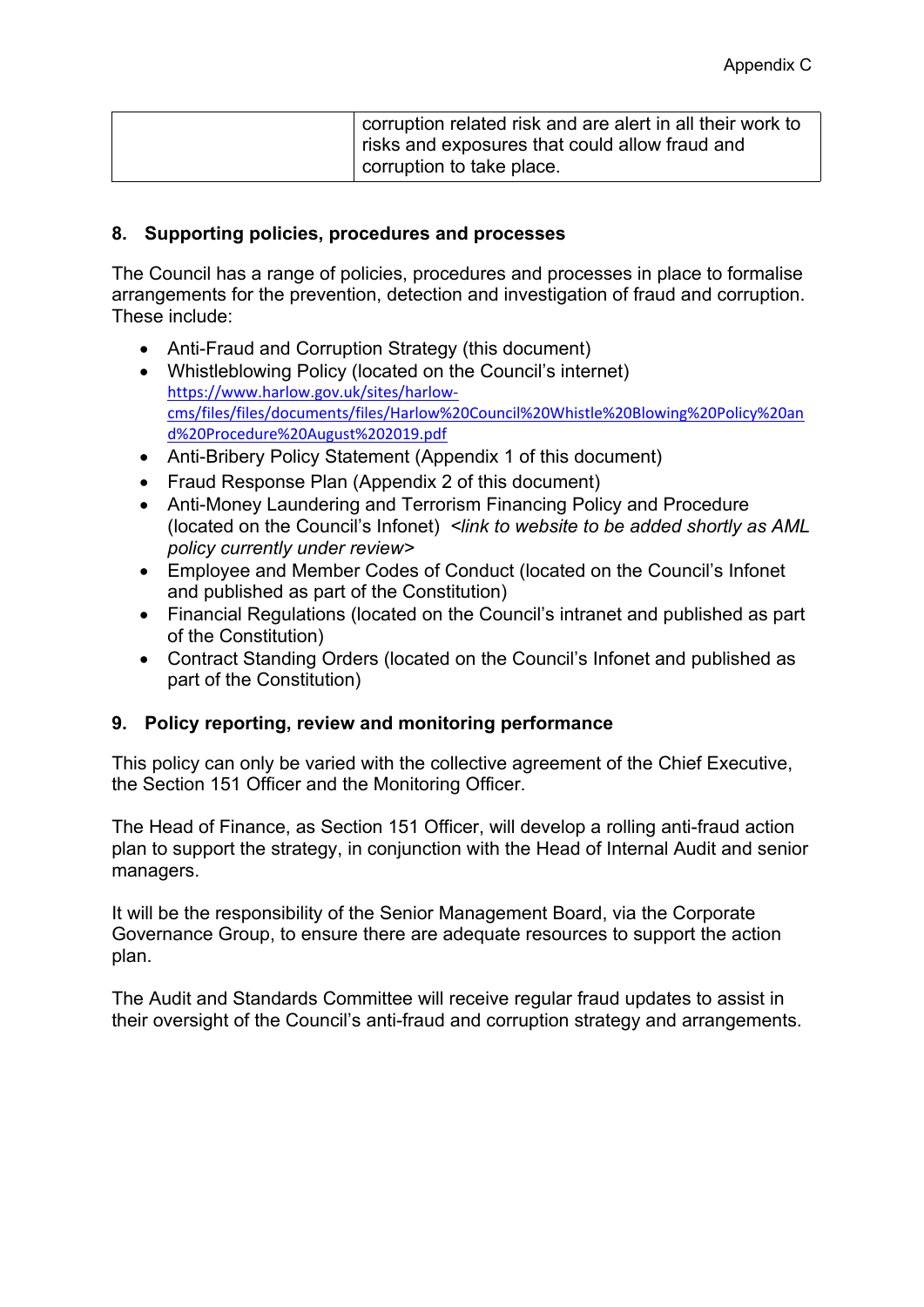|  | corruption related risk and are alert in all their work to risks and exposures that could allow fraud and corruption to take place. |
|---|---|

## 8. Supporting policies, procedures and processes

The Council has a range of policies, procedures and processes in place to formalise arrangements for the prevention, detection and investigation of fraud and corruption. These include:

- Anti-Fraud and Corruption Strategy (this document)
- Whistleblowing Policy (located on the Council's internet) https://www.harlow.gov.uk/sites/harlow-cms/files/files/documents/files/Harlow%20Council%20Whistle%20Blowing%20Policy%20and%20Procedure%20August%202019.pdf
- Anti-Bribery Policy Statement (Appendix 1 of this document)
- Fraud Response Plan (Appendix 2 of this document)
- Anti-Money Laundering and Terrorism Financing Policy and Procedure (located on the Council's Infonet) *<link to website to be added shortly as AML policy currently under review>*
- Employee and Member Codes of Conduct (located on the Council's Infonet and published as part of the Constitution)
- Financial Regulations (located on the Council's intranet and published as part of the Constitution)
- Contract Standing Orders (located on the Council's Infonet and published as part of the Constitution)

## 9. Policy reporting, review and monitoring performance

This policy can only be varied with the collective agreement of the Chief Executive, the Section 151 Officer and the Monitoring Officer.

The Head of Finance, as Section 151 Officer, will develop a rolling anti-fraud action plan to support the strategy, in conjunction with the Head of Internal Audit and senior managers.

It will be the responsibility of the Senior Management Board, via the Corporate Governance Group, to ensure there are adequate resources to support the action plan.

The Audit and Standards Committee will receive regular fraud updates to assist in their oversight of the Council's anti-fraud and corruption strategy and arrangements.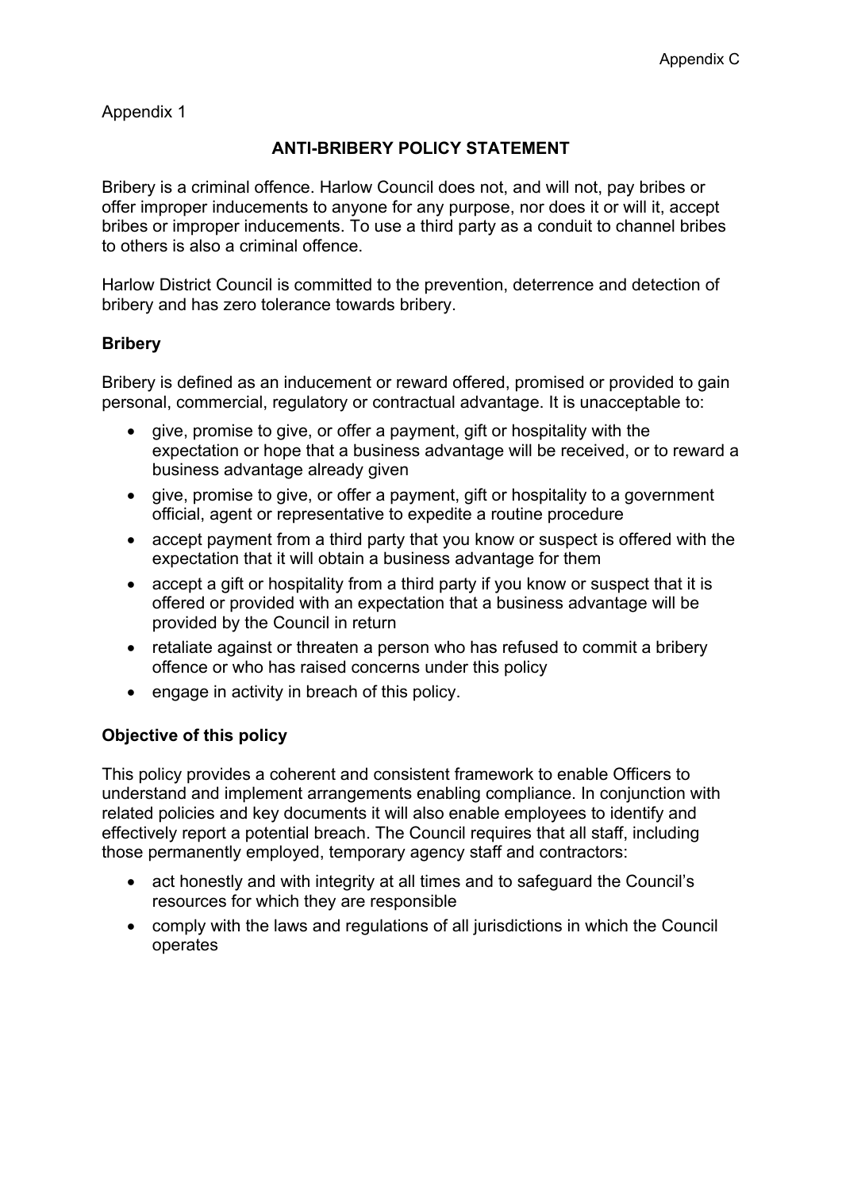Appendix 1

## ANTI-BRIBERY POLICY STATEMENT

Bribery is a criminal offence. Harlow Council does not, and will not, pay bribes or offer improper inducements to anyone for any purpose, nor does it or will it, accept bribes or improper inducements. To use a third party as a conduit to channel bribes to others is also a criminal offence.

Harlow District Council is committed to the prevention, deterrence and detection of bribery and has zero tolerance towards bribery.

### Bribery

Bribery is defined as an inducement or reward offered, promised or provided to gain personal, commercial, regulatory or contractual advantage. It is unacceptable to:

- give, promise to give, or offer a payment, gift or hospitality with the expectation or hope that a business advantage will be received, or to reward a business advantage already given
- give, promise to give, or offer a payment, gift or hospitality to a government official, agent or representative to expedite a routine procedure
- accept payment from a third party that you know or suspect is offered with the expectation that it will obtain a business advantage for them
- accept a gift or hospitality from a third party if you know or suspect that it is offered or provided with an expectation that a business advantage will be provided by the Council in return
- retaliate against or threaten a person who has refused to commit a bribery offence or who has raised concerns under this policy
- engage in activity in breach of this policy.

### Objective of this policy

This policy provides a coherent and consistent framework to enable Officers to understand and implement arrangements enabling compliance. In conjunction with related policies and key documents it will also enable employees to identify and effectively report a potential breach. The Council requires that all staff, including those permanently employed, temporary agency staff and contractors:

- act honestly and with integrity at all times and to safeguard the Council's resources for which they are responsible
- comply with the laws and regulations of all jurisdictions in which the Council operates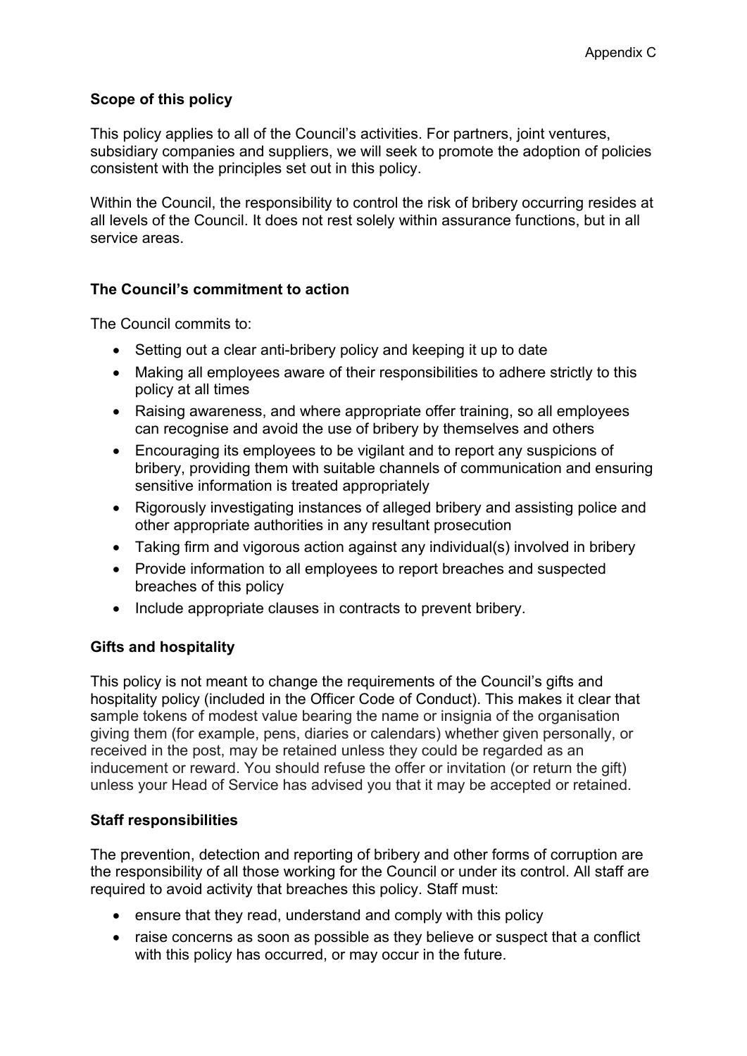Appendix C

## Scope of this policy

This policy applies to all of the Council's activities. For partners, joint ventures, subsidiary companies and suppliers, we will seek to promote the adoption of policies consistent with the principles set out in this policy.

Within the Council, the responsibility to control the risk of bribery occurring resides at all levels of the Council. It does not rest solely within assurance functions, but in all service areas.

## The Council's commitment to action

The Council commits to:

- Setting out a clear anti-bribery policy and keeping it up to date
- Making all employees aware of their responsibilities to adhere strictly to this policy at all times
- Raising awareness, and where appropriate offer training, so all employees can recognise and avoid the use of bribery by themselves and others
- Encouraging its employees to be vigilant and to report any suspicions of bribery, providing them with suitable channels of communication and ensuring sensitive information is treated appropriately
- Rigorously investigating instances of alleged bribery and assisting police and other appropriate authorities in any resultant prosecution
- Taking firm and vigorous action against any individual(s) involved in bribery
- Provide information to all employees to report breaches and suspected breaches of this policy
- Include appropriate clauses in contracts to prevent bribery.

## Gifts and hospitality

This policy is not meant to change the requirements of the Council's gifts and hospitality policy (included in the Officer Code of Conduct). This makes it clear that sample tokens of modest value bearing the name or insignia of the organisation giving them (for example, pens, diaries or calendars) whether given personally, or received in the post, may be retained unless they could be regarded as an inducement or reward. You should refuse the offer or invitation (or return the gift) unless your Head of Service has advised you that it may be accepted or retained.

## Staff responsibilities

The prevention, detection and reporting of bribery and other forms of corruption are the responsibility of all those working for the Council or under its control. All staff are required to avoid activity that breaches this policy. Staff must:

- ensure that they read, understand and comply with this policy
- raise concerns as soon as possible as they believe or suspect that a conflict with this policy has occurred, or may occur in the future.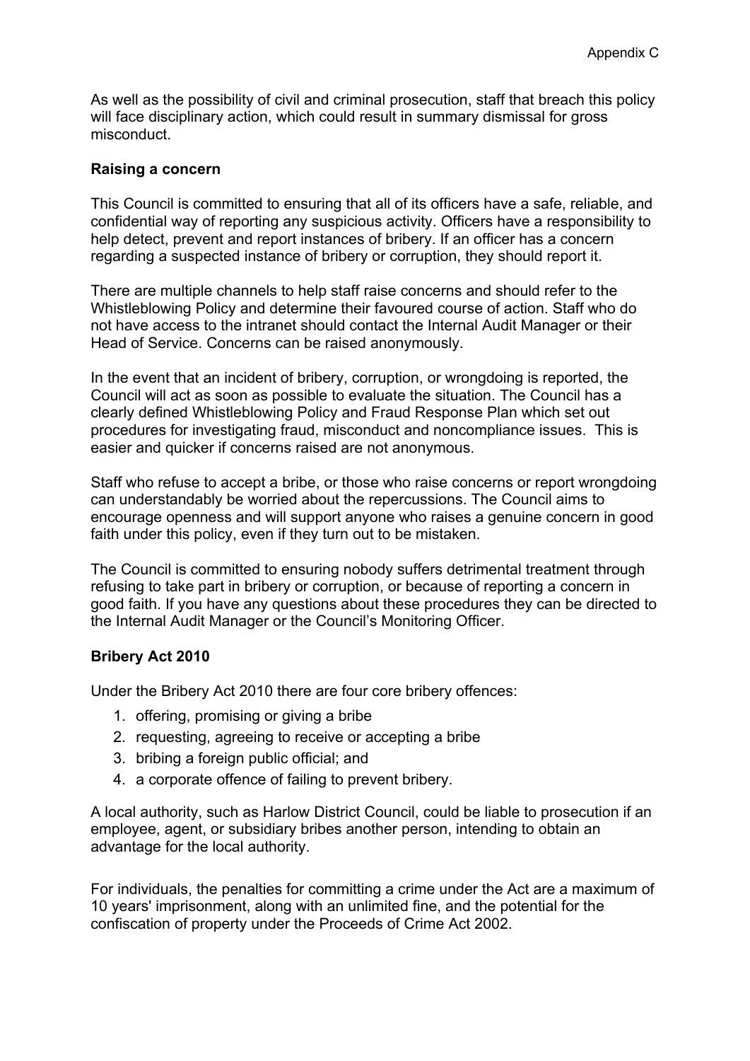As well as the possibility of civil and criminal prosecution, staff that breach this policy will face disciplinary action, which could result in summary dismissal for gross misconduct.

**Raising a concern**

This Council is committed to ensuring that all of its officers have a safe, reliable, and confidential way of reporting any suspicious activity. Officers have a responsibility to help detect, prevent and report instances of bribery. If an officer has a concern regarding a suspected instance of bribery or corruption, they should report it.

There are multiple channels to help staff raise concerns and should refer to the Whistleblowing Policy and determine their favoured course of action. Staff who do not have access to the intranet should contact the Internal Audit Manager or their Head of Service. Concerns can be raised anonymously.

In the event that an incident of bribery, corruption, or wrongdoing is reported, the Council will act as soon as possible to evaluate the situation. The Council has a clearly defined Whistleblowing Policy and Fraud Response Plan which set out procedures for investigating fraud, misconduct and noncompliance issues. This is easier and quicker if concerns raised are not anonymous.

Staff who refuse to accept a bribe, or those who raise concerns or report wrongdoing can understandably be worried about the repercussions. The Council aims to encourage openness and will support anyone who raises a genuine concern in good faith under this policy, even if they turn out to be mistaken.

The Council is committed to ensuring nobody suffers detrimental treatment through refusing to take part in bribery or corruption, or because of reporting a concern in good faith. If you have any questions about these procedures they can be directed to the Internal Audit Manager or the Council's Monitoring Officer.

**Bribery Act 2010**

Under the Bribery Act 2010 there are four core bribery offences:

1. offering, promising or giving a bribe
2. requesting, agreeing to receive or accepting a bribe
3. bribing a foreign public official; and
4. a corporate offence of failing to prevent bribery.

A local authority, such as Harlow District Council, could be liable to prosecution if an employee, agent, or subsidiary bribes another person, intending to obtain an advantage for the local authority.

For individuals, the penalties for committing a crime under the Act are a maximum of 10 years' imprisonment, along with an unlimited fine, and the potential for the confiscation of property under the Proceeds of Crime Act 2002.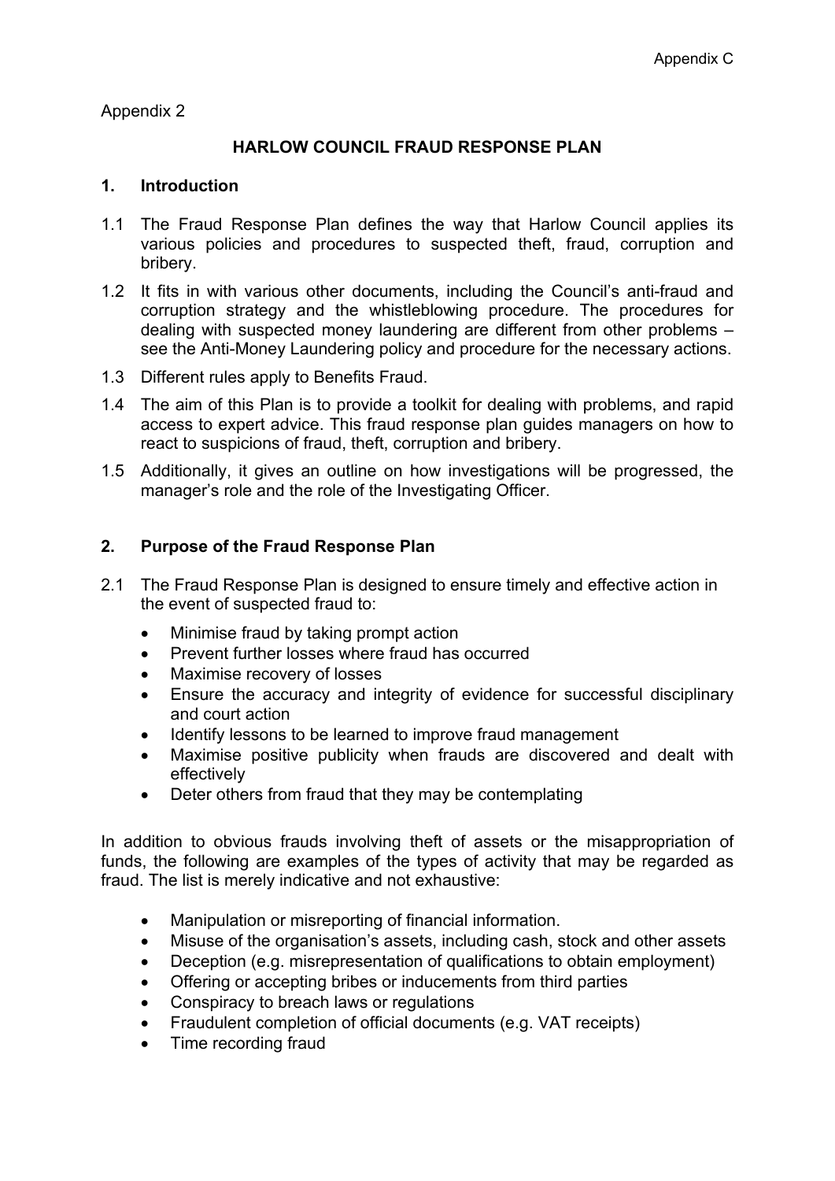Appendix C

Appendix 2

## HARLOW COUNCIL FRAUD RESPONSE PLAN

### 1. Introduction

1.1 The Fraud Response Plan defines the way that Harlow Council applies its various policies and procedures to suspected theft, fraud, corruption and bribery.

1.2 It fits in with various other documents, including the Council's anti-fraud and corruption strategy and the whistleblowing procedure. The procedures for dealing with suspected money laundering are different from other problems – see the Anti-Money Laundering policy and procedure for the necessary actions.

1.3 Different rules apply to Benefits Fraud.

1.4 The aim of this Plan is to provide a toolkit for dealing with problems, and rapid access to expert advice. This fraud response plan guides managers on how to react to suspicions of fraud, theft, corruption and bribery.

1.5 Additionally, it gives an outline on how investigations will be progressed, the manager's role and the role of the Investigating Officer.

### 2. Purpose of the Fraud Response Plan

2.1 The Fraud Response Plan is designed to ensure timely and effective action in the event of suspected fraud to:

- Minimise fraud by taking prompt action
- Prevent further losses where fraud has occurred
- Maximise recovery of losses
- Ensure the accuracy and integrity of evidence for successful disciplinary and court action
- Identify lessons to be learned to improve fraud management
- Maximise positive publicity when frauds are discovered and dealt with effectively
- Deter others from fraud that they may be contemplating

In addition to obvious frauds involving theft of assets or the misappropriation of funds, the following are examples of the types of activity that may be regarded as fraud. The list is merely indicative and not exhaustive:

- Manipulation or misreporting of financial information.
- Misuse of the organisation's assets, including cash, stock and other assets
- Deception (e.g. misrepresentation of qualifications to obtain employment)
- Offering or accepting bribes or inducements from third parties
- Conspiracy to breach laws or regulations
- Fraudulent completion of official documents (e.g. VAT receipts)
- Time recording fraud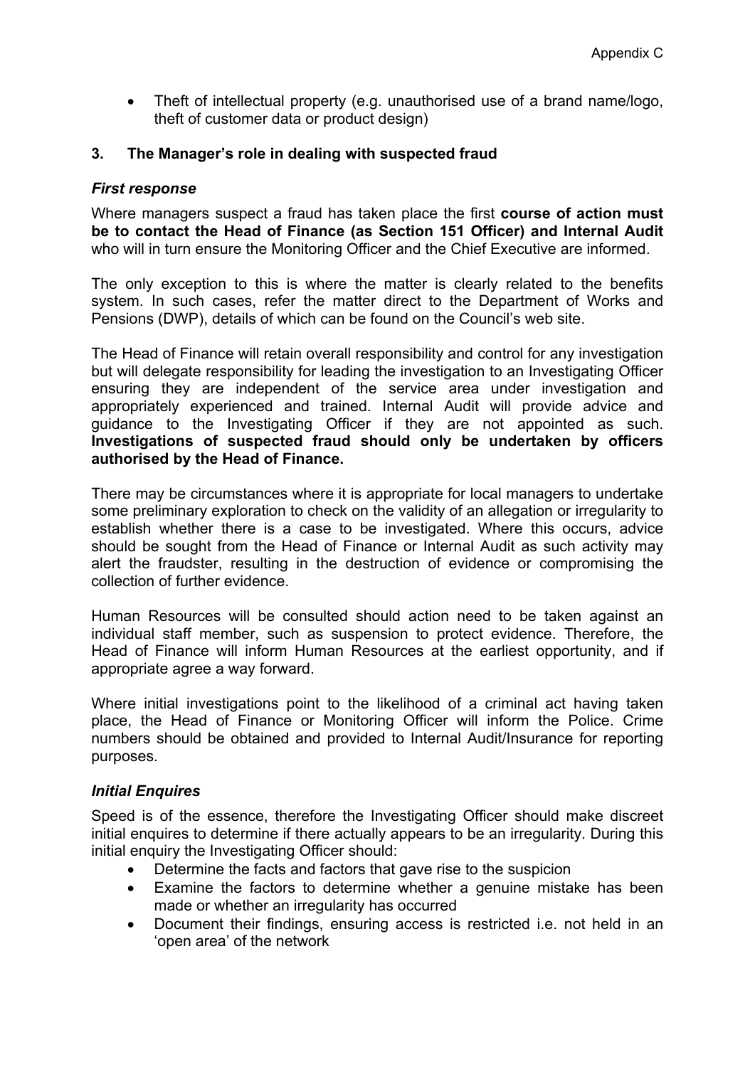- Theft of intellectual property (e.g. unauthorised use of a brand name/logo, theft of customer data or product design)

### 3. The Manager's role in dealing with suspected fraud

#### *First response*

Where managers suspect a fraud has taken place the first **course of action must be to contact the Head of Finance (as Section 151 Officer) and Internal Audit** who will in turn ensure the Monitoring Officer and the Chief Executive are informed.

The only exception to this is where the matter is clearly related to the benefits system. In such cases, refer the matter direct to the Department of Works and Pensions (DWP), details of which can be found on the Council's web site.

The Head of Finance will retain overall responsibility and control for any investigation but will delegate responsibility for leading the investigation to an Investigating Officer ensuring they are independent of the service area under investigation and appropriately experienced and trained. Internal Audit will provide advice and guidance to the Investigating Officer if they are not appointed as such. **Investigations of suspected fraud should only be undertaken by officers authorised by the Head of Finance.**

There may be circumstances where it is appropriate for local managers to undertake some preliminary exploration to check on the validity of an allegation or irregularity to establish whether there is a case to be investigated. Where this occurs, advice should be sought from the Head of Finance or Internal Audit as such activity may alert the fraudster, resulting in the destruction of evidence or compromising the collection of further evidence.

Human Resources will be consulted should action need to be taken against an individual staff member, such as suspension to protect evidence. Therefore, the Head of Finance will inform Human Resources at the earliest opportunity, and if appropriate agree a way forward.

Where initial investigations point to the likelihood of a criminal act having taken place, the Head of Finance or Monitoring Officer will inform the Police. Crime numbers should be obtained and provided to Internal Audit/Insurance for reporting purposes.

#### *Initial Enquires*

Speed is of the essence, therefore the Investigating Officer should make discreet initial enquires to determine if there actually appears to be an irregularity. During this initial enquiry the Investigating Officer should:

- Determine the facts and factors that gave rise to the suspicion
- Examine the factors to determine whether a genuine mistake has been made or whether an irregularity has occurred
- Document their findings, ensuring access is restricted i.e. not held in an 'open area' of the network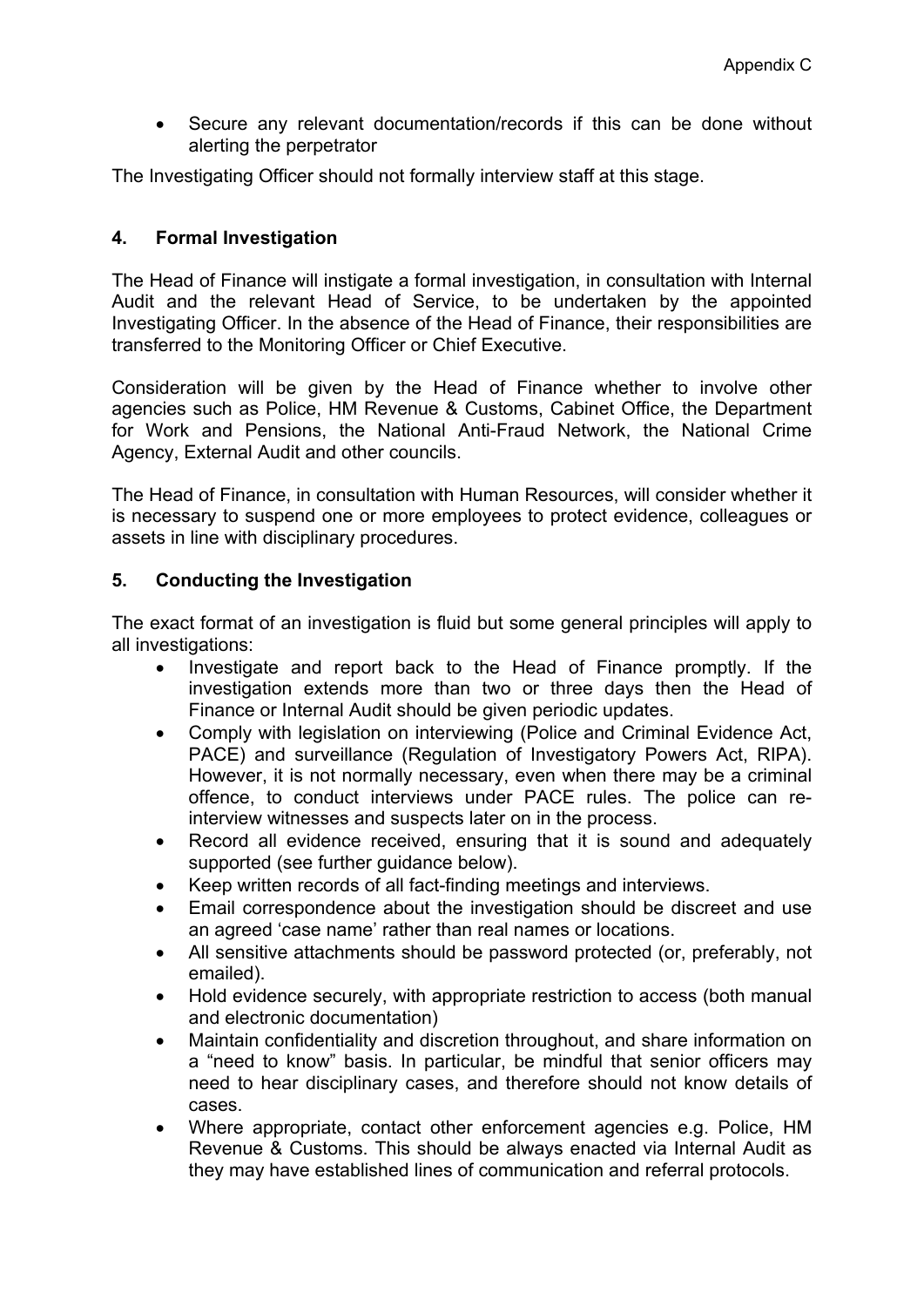- Secure any relevant documentation/records if this can be done without alerting the perpetrator

The Investigating Officer should not formally interview staff at this stage.

## 4. Formal Investigation

The Head of Finance will instigate a formal investigation, in consultation with Internal Audit and the relevant Head of Service, to be undertaken by the appointed Investigating Officer. In the absence of the Head of Finance, their responsibilities are transferred to the Monitoring Officer or Chief Executive.

Consideration will be given by the Head of Finance whether to involve other agencies such as Police, HM Revenue & Customs, Cabinet Office, the Department for Work and Pensions, the National Anti-Fraud Network, the National Crime Agency, External Audit and other councils.

The Head of Finance, in consultation with Human Resources, will consider whether it is necessary to suspend one or more employees to protect evidence, colleagues or assets in line with disciplinary procedures.

## 5. Conducting the Investigation

The exact format of an investigation is fluid but some general principles will apply to all investigations:

- Investigate and report back to the Head of Finance promptly. If the investigation extends more than two or three days then the Head of Finance or Internal Audit should be given periodic updates.
- Comply with legislation on interviewing (Police and Criminal Evidence Act, PACE) and surveillance (Regulation of Investigatory Powers Act, RIPA). However, it is not normally necessary, even when there may be a criminal offence, to conduct interviews under PACE rules. The police can re-interview witnesses and suspects later on in the process.
- Record all evidence received, ensuring that it is sound and adequately supported (see further guidance below).
- Keep written records of all fact-finding meetings and interviews.
- Email correspondence about the investigation should be discreet and use an agreed 'case name' rather than real names or locations.
- All sensitive attachments should be password protected (or, preferably, not emailed).
- Hold evidence securely, with appropriate restriction to access (both manual and electronic documentation)
- Maintain confidentiality and discretion throughout, and share information on a "need to know" basis. In particular, be mindful that senior officers may need to hear disciplinary cases, and therefore should not know details of cases.
- Where appropriate, contact other enforcement agencies e.g. Police, HM Revenue & Customs. This should be always enacted via Internal Audit as they may have established lines of communication and referral protocols.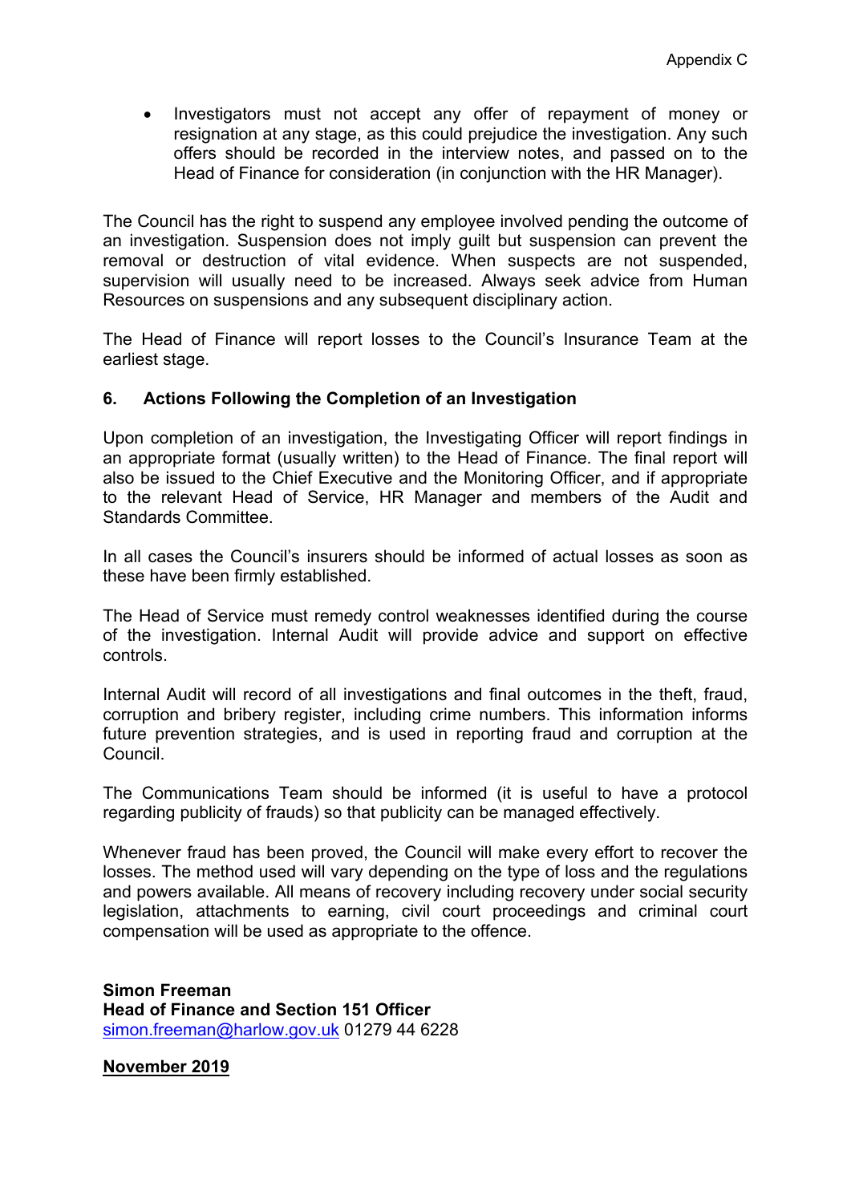- Investigators must not accept any offer of repayment of money or resignation at any stage, as this could prejudice the investigation. Any such offers should be recorded in the interview notes, and passed on to the Head of Finance for consideration (in conjunction with the HR Manager).

The Council has the right to suspend any employee involved pending the outcome of an investigation. Suspension does not imply guilt but suspension can prevent the removal or destruction of vital evidence. When suspects are not suspended, supervision will usually need to be increased. Always seek advice from Human Resources on suspensions and any subsequent disciplinary action.

The Head of Finance will report losses to the Council's Insurance Team at the earliest stage.

## 6. Actions Following the Completion of an Investigation

Upon completion of an investigation, the Investigating Officer will report findings in an appropriate format (usually written) to the Head of Finance. The final report will also be issued to the Chief Executive and the Monitoring Officer, and if appropriate to the relevant Head of Service, HR Manager and members of the Audit and Standards Committee.

In all cases the Council's insurers should be informed of actual losses as soon as these have been firmly established.

The Head of Service must remedy control weaknesses identified during the course of the investigation. Internal Audit will provide advice and support on effective controls.

Internal Audit will record of all investigations and final outcomes in the theft, fraud, corruption and bribery register, including crime numbers. This information informs future prevention strategies, and is used in reporting fraud and corruption at the Council.

The Communications Team should be informed (it is useful to have a protocol regarding publicity of frauds) so that publicity can be managed effectively.

Whenever fraud has been proved, the Council will make every effort to recover the losses. The method used will vary depending on the type of loss and the regulations and powers available. All means of recovery including recovery under social security legislation, attachments to earning, civil court proceedings and criminal court compensation will be used as appropriate to the offence.

**Simon Freeman**
**Head of Finance and Section 151 Officer**
simon.freeman@harlow.gov.uk 01279 44 6228

**November 2019**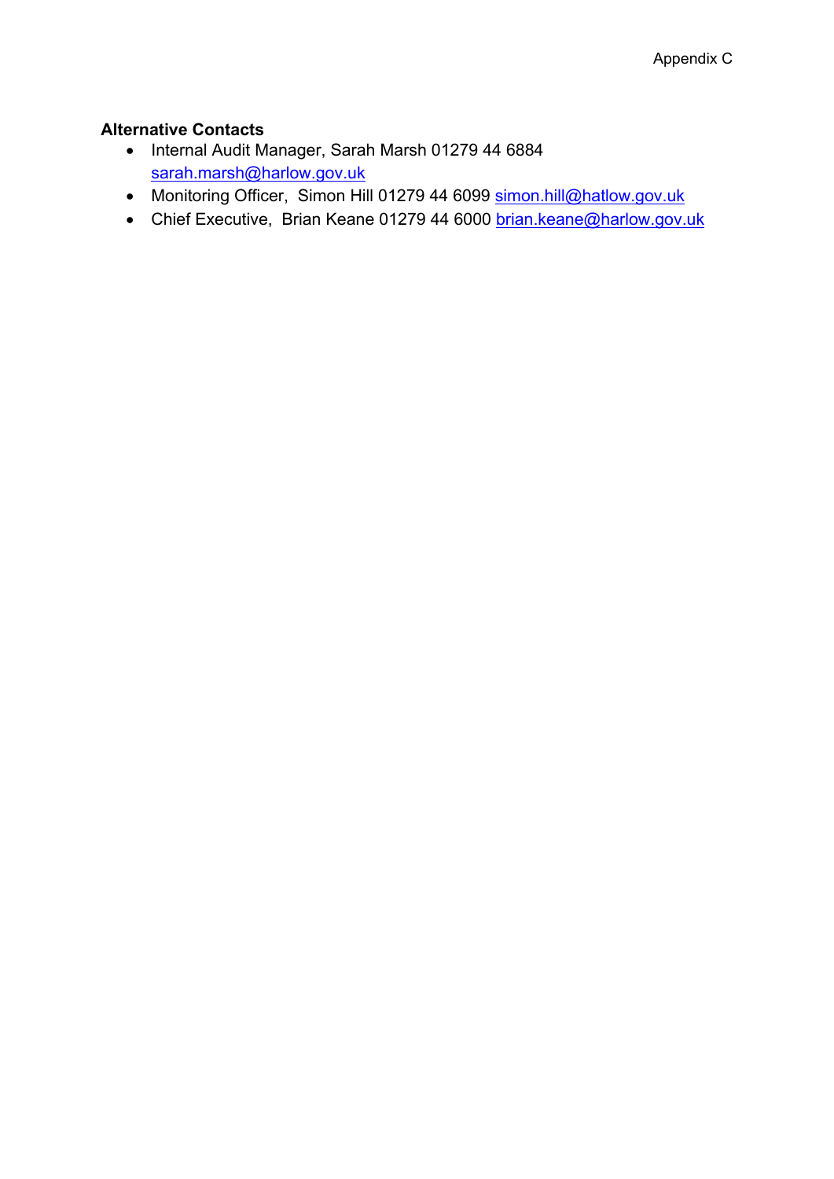Appendix C

**Alternative Contacts**

- Internal Audit Manager, Sarah Marsh 01279 44 6884 [sarah.marsh@harlow.gov.uk](mailto:sarah.marsh@harlow.gov.uk)
- Monitoring Officer, Simon Hill 01279 44 6099 [simon.hill@hatlow.gov.uk](mailto:simon.hill@hatlow.gov.uk)
- Chief Executive, Brian Keane 01279 44 6000 [brian.keane@harlow.gov.uk](mailto:brian.keane@harlow.gov.uk)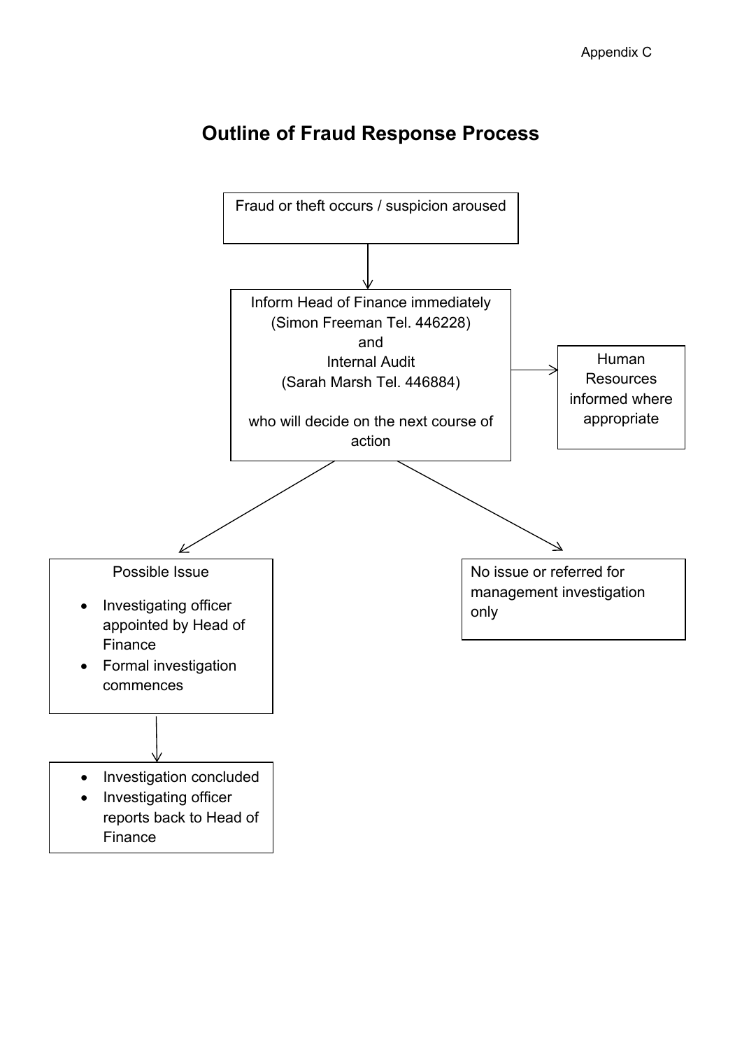Appendix C

# Outline of Fraud Response Process

Fraud or theft occurs / suspicion aroused

Inform Head of Finance immediately
(Simon Freeman Tel. 446228)
and
Internal Audit
(Sarah Marsh Tel. 446884)

who will decide on the next course of action

Human Resources informed where appropriate

Possible Issue

- Investigating officer appointed by Head of Finance
- Formal investigation commences

No issue or referred for management investigation only

- Investigation concluded
- Investigating officer reports back to Head of Finance